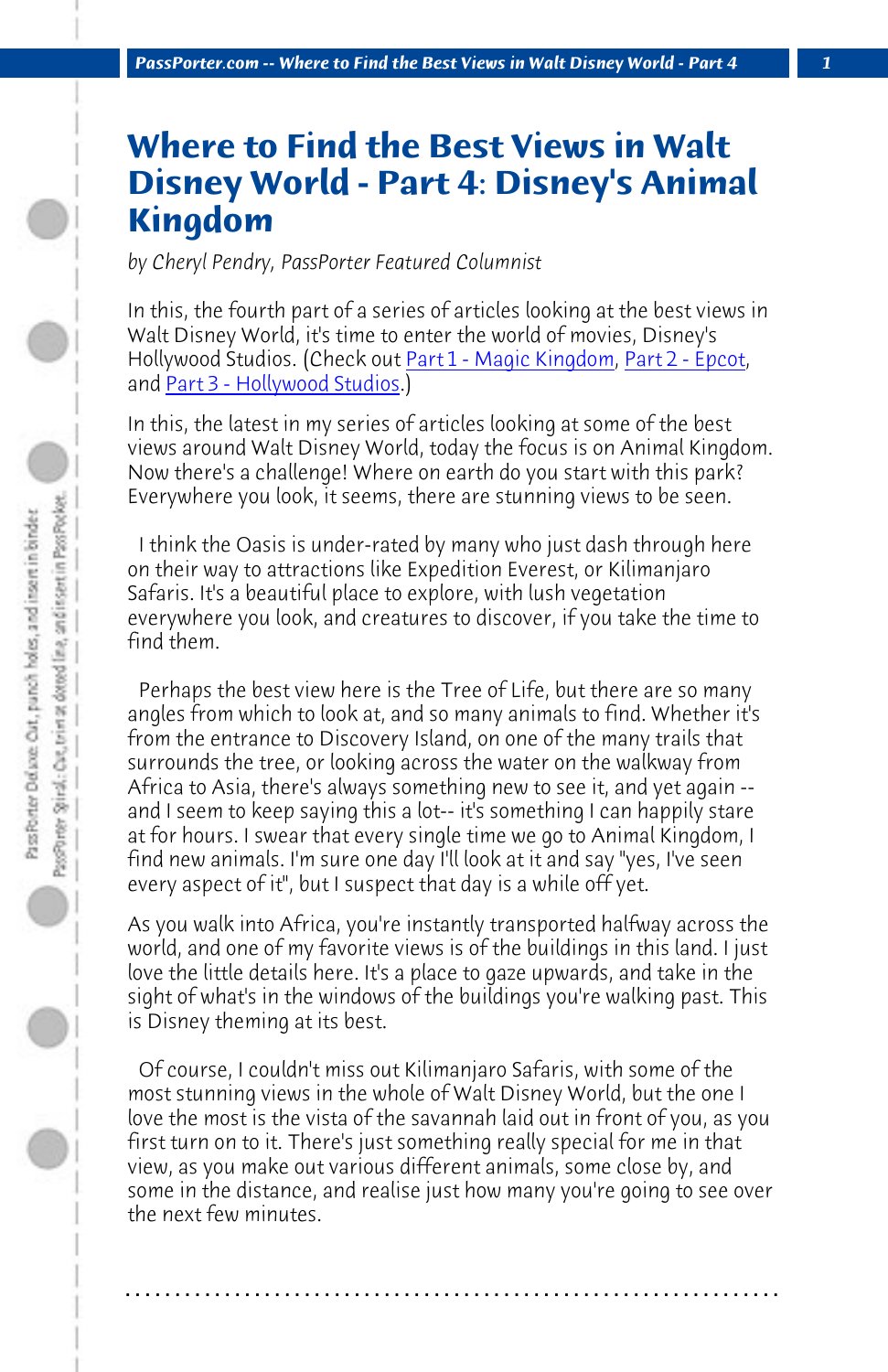# Where to Find the Best Views in Walt Disney World - Part 4: Disney's Animal Kingdom

*by Cheryl Pendry, PassPorter Featured Columnist*

In this, the fourth part of a series of articles looking at the best views in Walt Disney World, it's time to enter the world of movies, Disney's Hollywood Studios. (Check out Part 1 - Magic Kingdom, Part 2 - Epcot, and Part 3 - Hollywood Studios.)

In this, the latest in my series of articles looking at some of the best views around Walt Disney World, today the focus is on Animal Kingdom. Now there's a challenge! Where on earth do you start with this park? Everywhere you look, it seems, there are stunning views to be seen.

I think the Oasis is under-rated by many who just dash through here on their way to attractions like Expedition Everest, or Kilimanjaro Safaris. It's a beautiful place to explore, with lush vegetation everywhere you look, and creatures to discover, if you take the time to find them.

Perhaps the best view here is the Tree of Life, but there are so many angles from which to look at, and so many animals to find. Whether it's from the entrance to Discovery Island, on one of the many trails that surrounds the tree, or looking across the water on the walkway from Africa to Asia, there's always something new to see it, and yet again -- and I seem to keep saying this a lot-- it's something I can happily stare at for hours. I swear that every single time we go to Animal Kingdom, I find new animals. I'm sure one day I'll look at it and say "yes, I've seen every aspect of it", but I suspect that day is a while off yet.

As you walk into Africa, you're instantly transported halfway across the world, and one of my favorite views is of the buildings in this land. I just love the little details here. It's a place to gaze upwards, and take in the sight of what's in the windows of the buildings you're walking past. This is Disney theming at its best.

Of course, I couldn't miss out Kilimanjaro Safaris, with some of the most stunning views in the whole of Walt Disney World, but the one I love the most is the vista of the savannah laid out in front of you, as you first turn on to it. There's just something really special for me in that view, as you make out various different animals, some close by, and some in the distance, and realise just how many you're going to see over the next few minutes.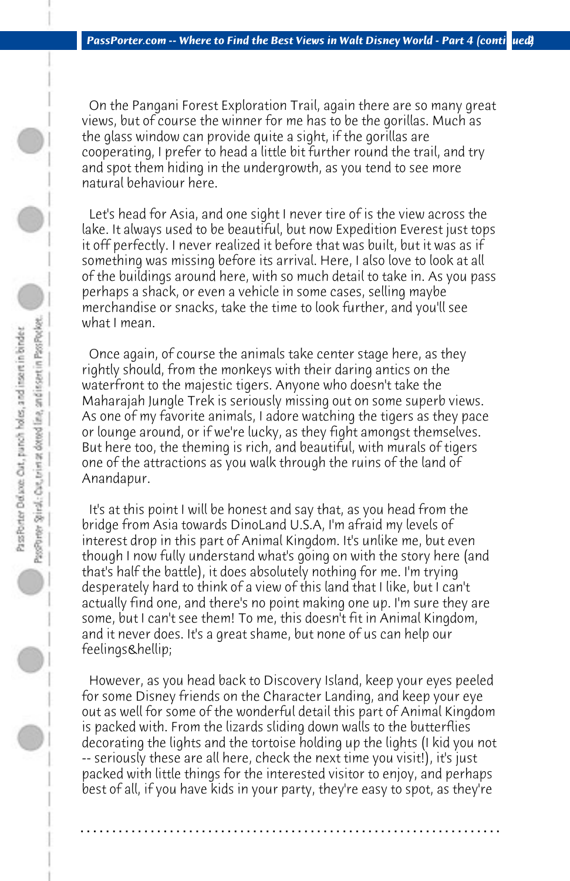On the Pangani Forest Exploration Trail, again there are so many great views, but of course the winner for me has to be the gorillas. Much as the glass window can provide quite a sight, if the gorillas are cooperating, I prefer to head a little bit further round the trail, and try and spot them hiding in the undergrowth, as you tend to see more natural behaviour here.

Let's head for Asia, and one sight I never tire of is the view across the lake. It always used to be beautiful, but now Expedition Everest just tops it off perfectly. I never realized it before that was built, but it was as if something was missing before its arrival. Here, I also love to look at all of the buildings around here, with so much detail to take in. As you pass perhaps a shack, or even a vehicle in some cases, selling maybe merchandise or snacks, take the time to look further, and you'll see what I mean.

Once again, of course the animals take center stage here, as they rightly should, from the monkeys with their daring antics on the waterfront to the majestic tigers. Anyone who doesn't take the Maharajah Jungle Trek is seriously missing out on some superb views. As one of my favorite animals, I adore watching the tigers as they pace or lounge around, or if we're lucky, as they fight amongst themselves. But here too, the theming is rich, and beautiful, with murals of tigers one of the attractions as you walk through the ruins of the land of Anandapur.

It's at this point I will be honest and say that, as you head from the bridge from Asia towards DinoLand U.S.A, I'm afraid my levels of interest drop in this part of Animal Kingdom. It's unlike me, but even though I now fully understand what's going on with the story here (and that's half the battle), it does absolutely nothing for me. I'm trying desperately hard to think of a view of this land that I like, but I can't actually find one, and there's no point making one up. I'm sure they are some, but I can't see them! To me, this doesn't fit in Animal Kingdom, and it never does. It's a great shame, but none of us can help our feelings&hellip;

However, as you head back to Discovery Island, keep your eyes peeled for some Disney friends on the Character Landing, and keep your eye out as well for some of the wonderful detail this part of Animal Kingdom is packed with. From the lizards sliding down walls to the butterflies decorating the lights and the tortoise holding up the lights (I kid you not -- seriously these are all here, check the next time you visit!), it's just packed with little things for the interested visitor to enjoy, and perhaps best of all, if you have kids in your party, they're easy to spot, as they're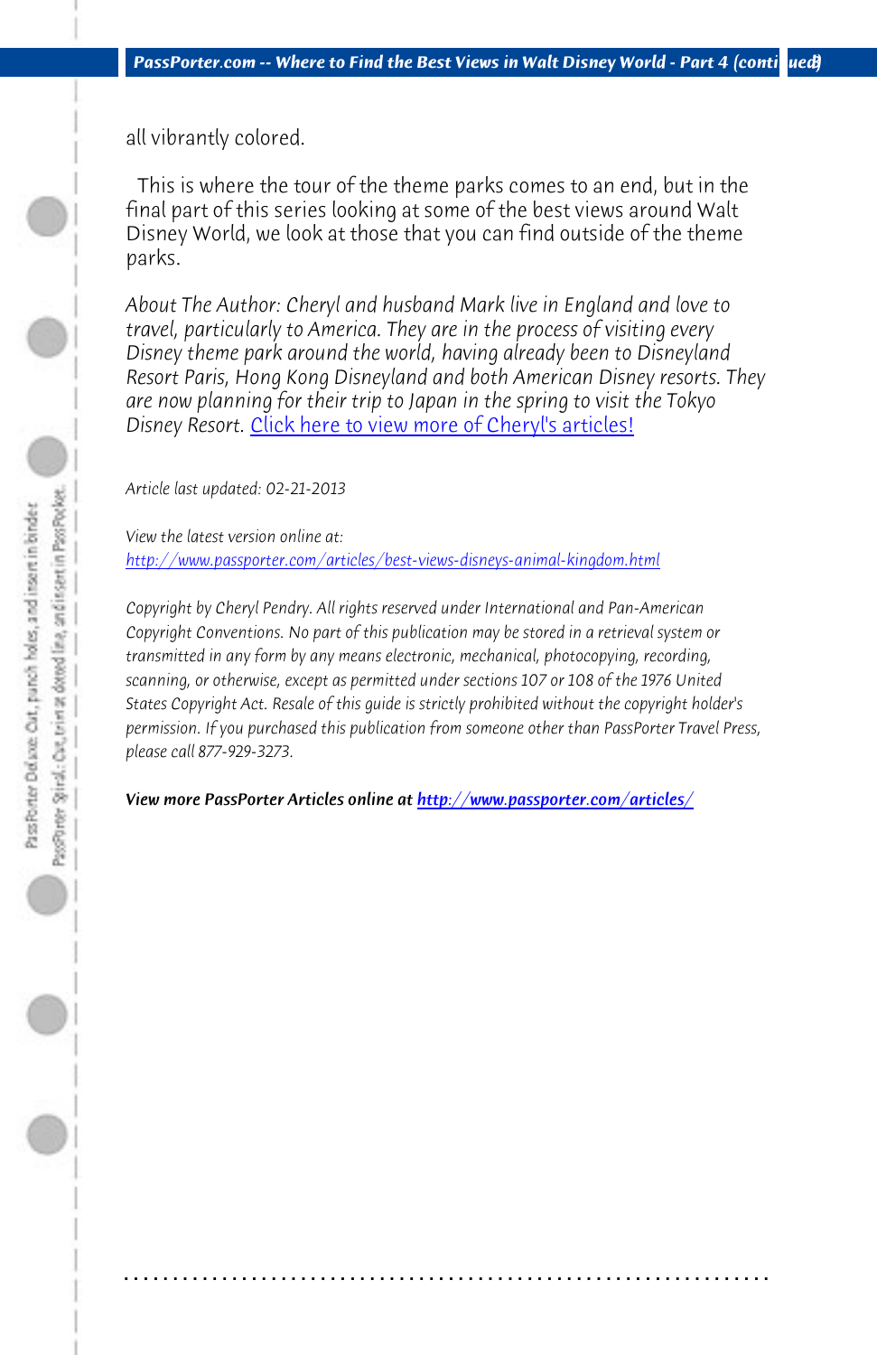all vibrantly colored.

This is where the tour of the theme parks comes to an end, but in the final part of this series looking at some of the best views around Walt Disney World, we look at those that you can find outside of the theme parks.

*About The Author: Cheryl and husband Mark live in England and love to travel, particularly to America. They are in the process of visiting every Disney theme park around the world, having already been to Disneyland Resort Paris, Hong Kong Disneyland and both American Disney resorts. They are now planning for their trip to Japan in the spring to visit the Tokyo Disney Resort. [Click here to view more of Cheryl's articles!]*

*Article last updated: 02-21-2013*

*View the latest version online at:*
*http://www.passporter.com/articles/best-views-disneys-animal-kingdom.html*

*Copyright by Cheryl Pendry. All rights reserved under International and Pan-American Copyright Conventions. No part of this publication may be stored in a retrieval system or transmitted in any form by any means electronic, mechanical, photocopying, recording, scanning, or otherwise, except as permitted under sections 107 or 108 of the 1976 United States Copyright Act. Resale of this guide is strictly prohibited without the copyright holder's permission. If you purchased this publication from someone other than PassPorter Travel Press, please call 877-929-3273.*

***View more PassPorter Articles online at http://www.passporter.com/articles/***